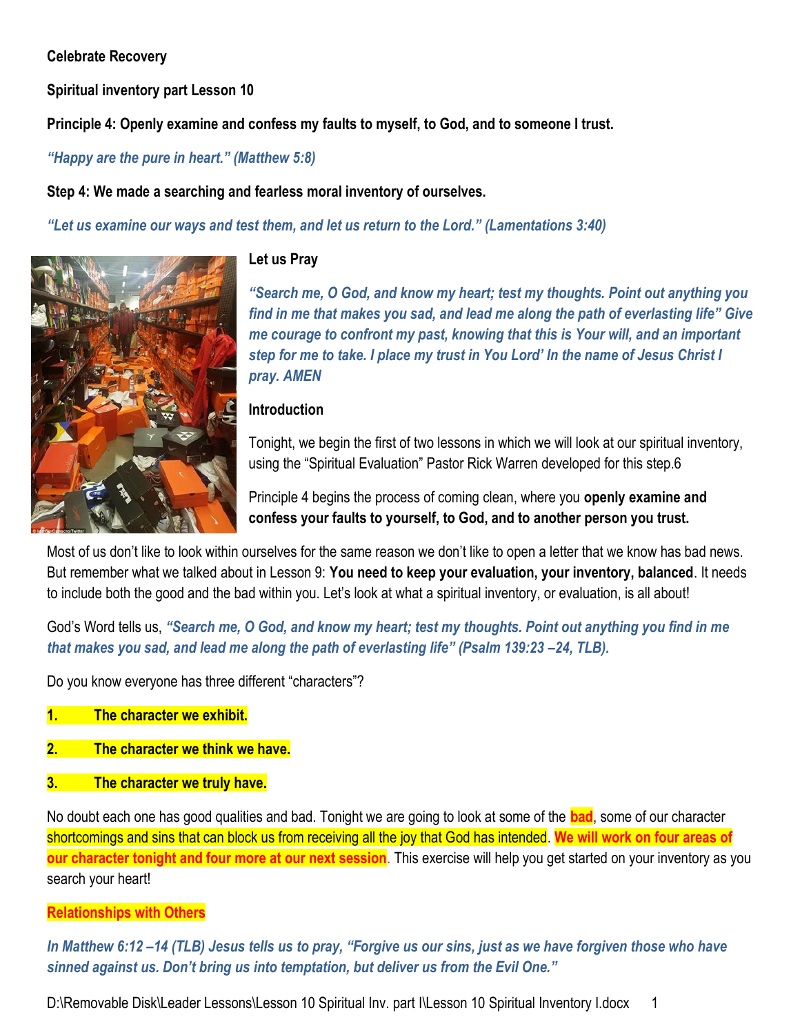**Celebrate Recovery**

**Spiritual inventory part Lesson 10**

**Principle 4: Openly examine and confess my faults to myself, to God, and to someone I trust.**

*"Happy are the pure in heart." (Matthew 5:8)*

**Step 4: We made a searching and fearless moral inventory of ourselves.**

*"Let us examine our ways and test them, and let us return to the Lord." (Lamentations 3:40)*

**Let us Pray**

*"Search me, O God, and know my heart; test my thoughts. Point out anything you find in me that makes you sad, and lead me along the path of everlasting life" Give me courage to confront my past, knowing that this is Your will, and an important step for me to take. I place my trust in You Lord' In the name of Jesus Christ I pray. AMEN*

**Introduction**

Tonight, we begin the first of two lessons in which we will look at our spiritual inventory, using the "Spiritual Evaluation" Pastor Rick Warren developed for this step.6

Principle 4 begins the process of coming clean, where you **openly examine and confess your faults to yourself, to God, and to another person you trust.**

Most of us don't like to look within ourselves for the same reason we don't like to open a letter that we know has bad news. But remember what we talked about in Lesson 9: **You need to keep your evaluation, your inventory, balanced**. It needs to include both the good and the bad within you. Let's look at what a spiritual inventory, or evaluation, is all about!

God's Word tells us, ***"Search me, O God, and know my heart; test my thoughts. Point out anything you find in me that makes you sad, and lead me along the path of everlasting life" (Psalm 139:23 –24, TLB).***

Do you know everyone has three different "characters"?

1. **The character we exhibit.**
2. **The character we think we have.**
3. **The character we truly have.**

No doubt each one has good qualities and bad. Tonight we are going to look at some of the **bad**, some of our character shortcomings and sins that can block us from receiving all the joy that God has intended. **We will work on four areas of our character tonight and four more at our next session**. This exercise will help you get started on your inventory as you search your heart!

**Relationships with Others**

***In Matthew 6:12 –14 (TLB) Jesus tells us to pray, "Forgive us our sins, just as we have forgiven those who have sinned against us. Don't bring us into temptation, but deliver us from the Evil One."***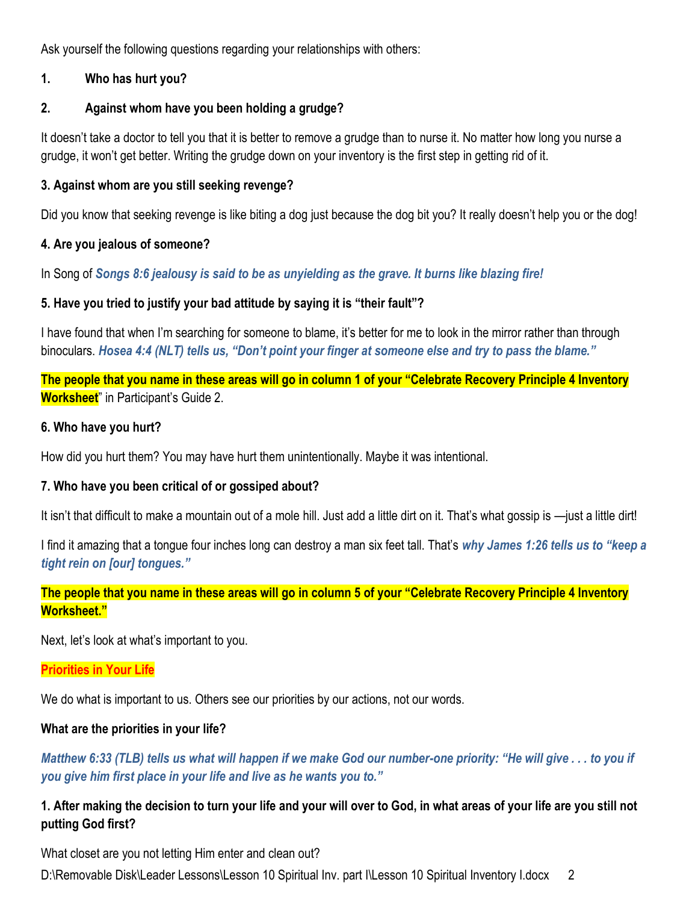Ask yourself the following questions regarding your relationships with others:

**1. Who has hurt you?**

**2. Against whom have you been holding a grudge?**

It doesn't take a doctor to tell you that it is better to remove a grudge than to nurse it. No matter how long you nurse a grudge, it won't get better. Writing the grudge down on your inventory is the first step in getting rid of it.

**3. Against whom are you still seeking revenge?**

Did you know that seeking revenge is like biting a dog just because the dog bit you? It really doesn't help you or the dog!

**4. Are you jealous of someone?**

In Song of ***Songs 8:6 jealousy is said to be as unyielding as the grave. It burns like blazing fire!***

**5. Have you tried to justify your bad attitude by saying it is "their fault"?**

I have found that when I'm searching for someone to blame, it's better for me to look in the mirror rather than through binoculars. ***Hosea 4:4 (NLT) tells us, "Don't point your finger at someone else and try to pass the blame."***

**The people that you name in these areas will go in column 1 of your "Celebrate Recovery Principle 4 Inventory Worksheet**" in Participant's Guide 2.

**6. Who have you hurt?**

How did you hurt them? You may have hurt them unintentionally. Maybe it was intentional.

**7. Who have you been critical of or gossiped about?**

It isn't that difficult to make a mountain out of a mole hill. Just add a little dirt on it. That's what gossip is —just a little dirt!

I find it amazing that a tongue four inches long can destroy a man six feet tall. That's ***why James 1:26 tells us to "keep a tight rein on [our] tongues."***

**The people that you name in these areas will go in column 5 of your "Celebrate Recovery Principle 4 Inventory Worksheet."**

Next, let's look at what's important to you.

## Priorities in Your Life

We do what is important to us. Others see our priorities by our actions, not our words.

**What are the priorities in your life?**

***Matthew 6:33 (TLB) tells us what will happen if we make God our number-one priority: "He will give . . . to you if you give him first place in your life and live as he wants you to."***

**1. After making the decision to turn your life and your will over to God, in what areas of your life are you still not putting God first?**

What closet are you not letting Him enter and clean out?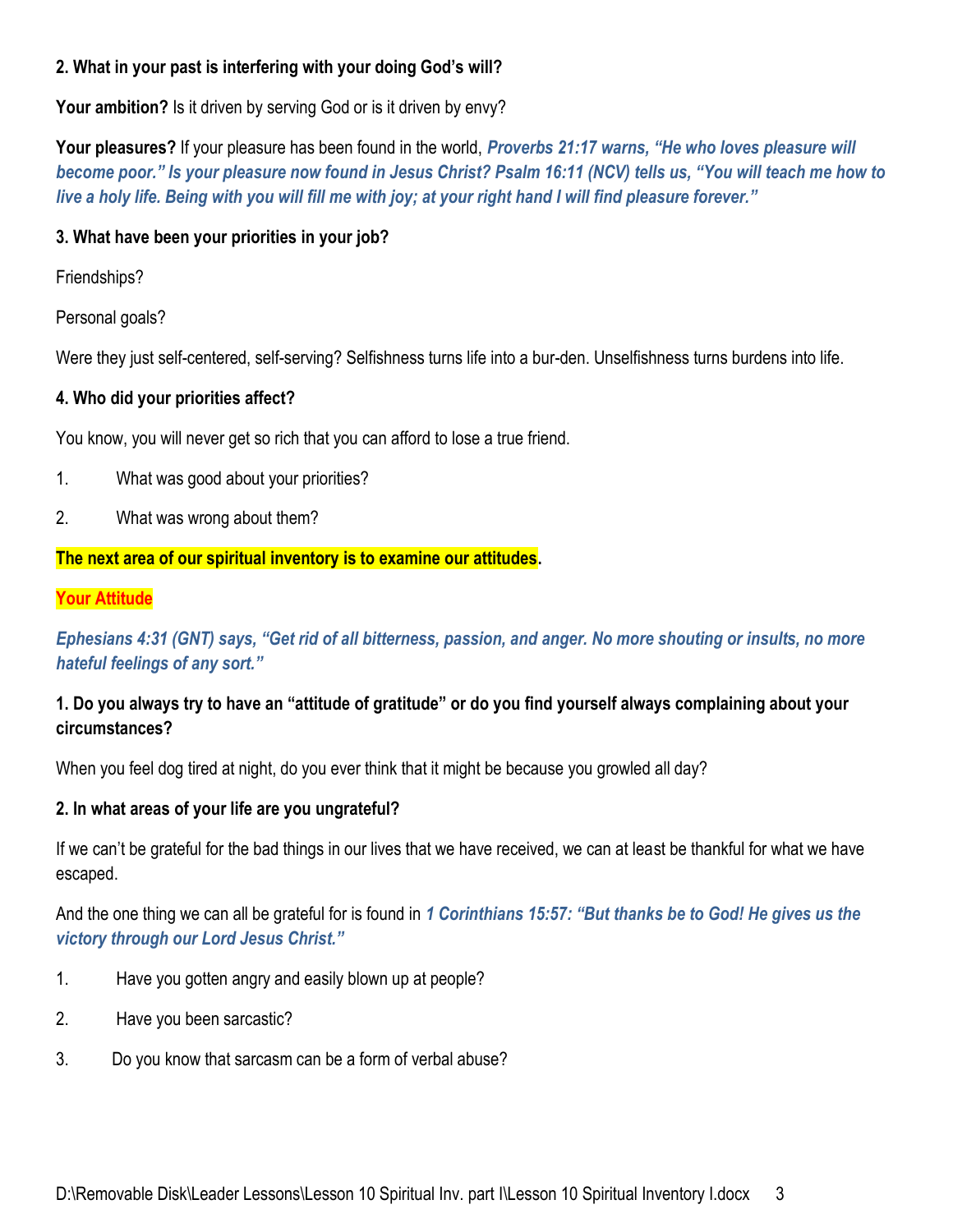**2. What in your past is interfering with your doing God's will?**

**Your ambition?** Is it driven by serving God or is it driven by envy?

**Your pleasures?** If your pleasure has been found in the world, ***Proverbs 21:17 warns, "He who loves pleasure will become poor." Is your pleasure now found in Jesus Christ? Psalm 16:11 (NCV) tells us, "You will teach me how to live a holy life. Being with you will fill me with joy; at your right hand I will find pleasure forever."***

**3. What have been your priorities in your job?**

Friendships?

Personal goals?

Were they just self-centered, self-serving? Selfishness turns life into a bur-den. Unselfishness turns burdens into life.

**4. Who did your priorities affect?**

You know, you will never get so rich that you can afford to lose a true friend.

1. What was good about your priorities?
2. What was wrong about them?

**The next area of our spiritual inventory is to examine our attitudes.**

**Your Attitude**

***Ephesians 4:31 (GNT) says, "Get rid of all bitterness, passion, and anger. No more shouting or insults, no more hateful feelings of any sort."***

**1. Do you always try to have an "attitude of gratitude" or do you find yourself always complaining about your circumstances?**

When you feel dog tired at night, do you ever think that it might be because you growled all day?

**2. In what areas of your life are you ungrateful?**

If we can't be grateful for the bad things in our lives that we have received, we can at least be thankful for what we have escaped.

And the one thing we can all be grateful for is found in ***1 Corinthians 15:57: "But thanks be to God! He gives us the victory through our Lord Jesus Christ."***

1. Have you gotten angry and easily blown up at people?
2. Have you been sarcastic?
3. Do you know that sarcasm can be a form of verbal abuse?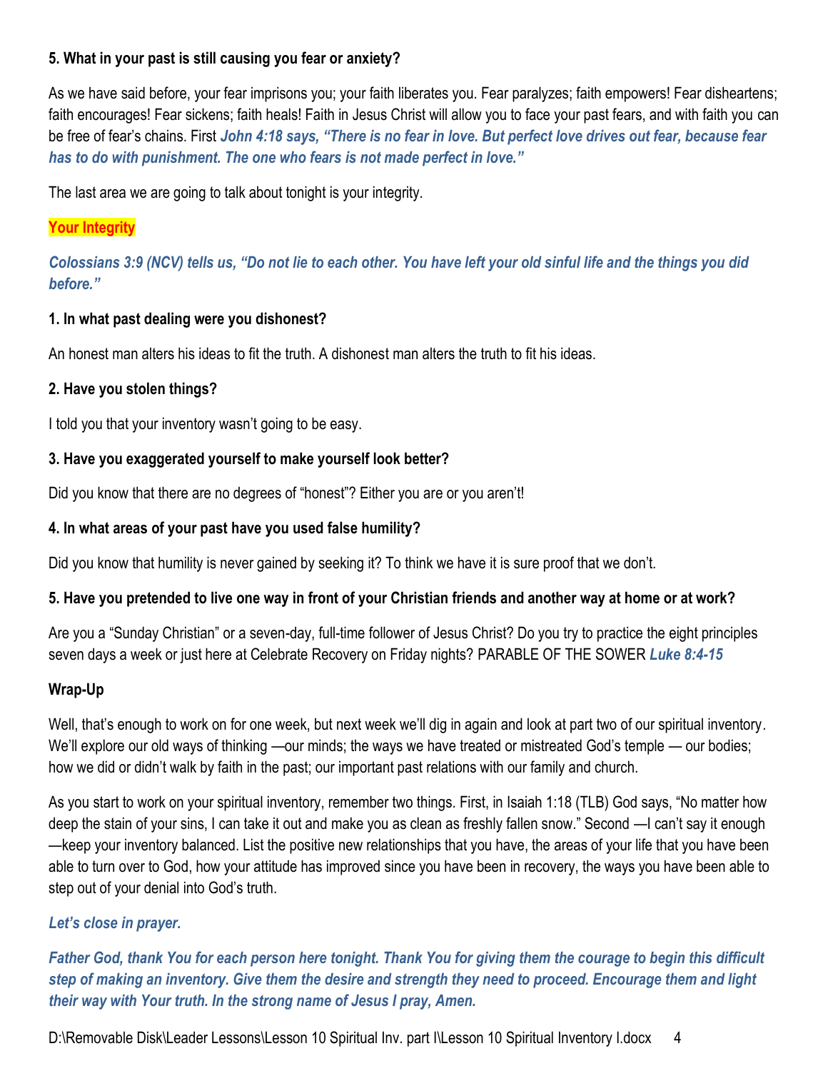**5. What in your past is still causing you fear or anxiety?**

As we have said before, your fear imprisons you; your faith liberates you. Fear paralyzes; faith empowers! Fear disheartens; faith encourages! Fear sickens; faith heals! Faith in Jesus Christ will allow you to face your past fears, and with faith you can be free of fear's chains. First ***John 4:18 says, "There is no fear in love. But perfect love drives out fear, because fear has to do with punishment. The one who fears is not made perfect in love."***

The last area we are going to talk about tonight is your integrity.

**Your Integrity**

***Colossians 3:9 (NCV) tells us, "Do not lie to each other. You have left your old sinful life and the things you did before."***

**1. In what past dealing were you dishonest?**

An honest man alters his ideas to fit the truth. A dishonest man alters the truth to fit his ideas.

**2. Have you stolen things?**

I told you that your inventory wasn't going to be easy.

**3. Have you exaggerated yourself to make yourself look better?**

Did you know that there are no degrees of "honest"? Either you are or you aren't!

**4. In what areas of your past have you used false humility?**

Did you know that humility is never gained by seeking it? To think we have it is sure proof that we don't.

**5. Have you pretended to live one way in front of your Christian friends and another way at home or at work?**

Are you a "Sunday Christian" or a seven-day, full-time follower of Jesus Christ? Do you try to practice the eight principles seven days a week or just here at Celebrate Recovery on Friday nights? PARABLE OF THE SOWER ***Luke 8:4-15***

**Wrap-Up**

Well, that's enough to work on for one week, but next week we'll dig in again and look at part two of our spiritual inventory. We'll explore our old ways of thinking —our minds; the ways we have treated or mistreated God's temple — our bodies; how we did or didn't walk by faith in the past; our important past relations with our family and church.

As you start to work on your spiritual inventory, remember two things. First, in Isaiah 1:18 (TLB) God says, "No matter how deep the stain of your sins, I can take it out and make you as clean as freshly fallen snow." Second —I can't say it enough —keep your inventory balanced. List the positive new relationships that you have, the areas of your life that you have been able to turn over to God, how your attitude has improved since you have been in recovery, the ways you have been able to step out of your denial into God's truth.

***Let's close in prayer.***

***Father God, thank You for each person here tonight. Thank You for giving them the courage to begin this difficult step of making an inventory. Give them the desire and strength they need to proceed. Encourage them and light their way with Your truth. In the strong name of Jesus I pray, Amen.***

D:\Removable Disk\Leader Lessons\Lesson 10 Spiritual Inv. part I\Lesson 10 Spiritual Inventory I.docx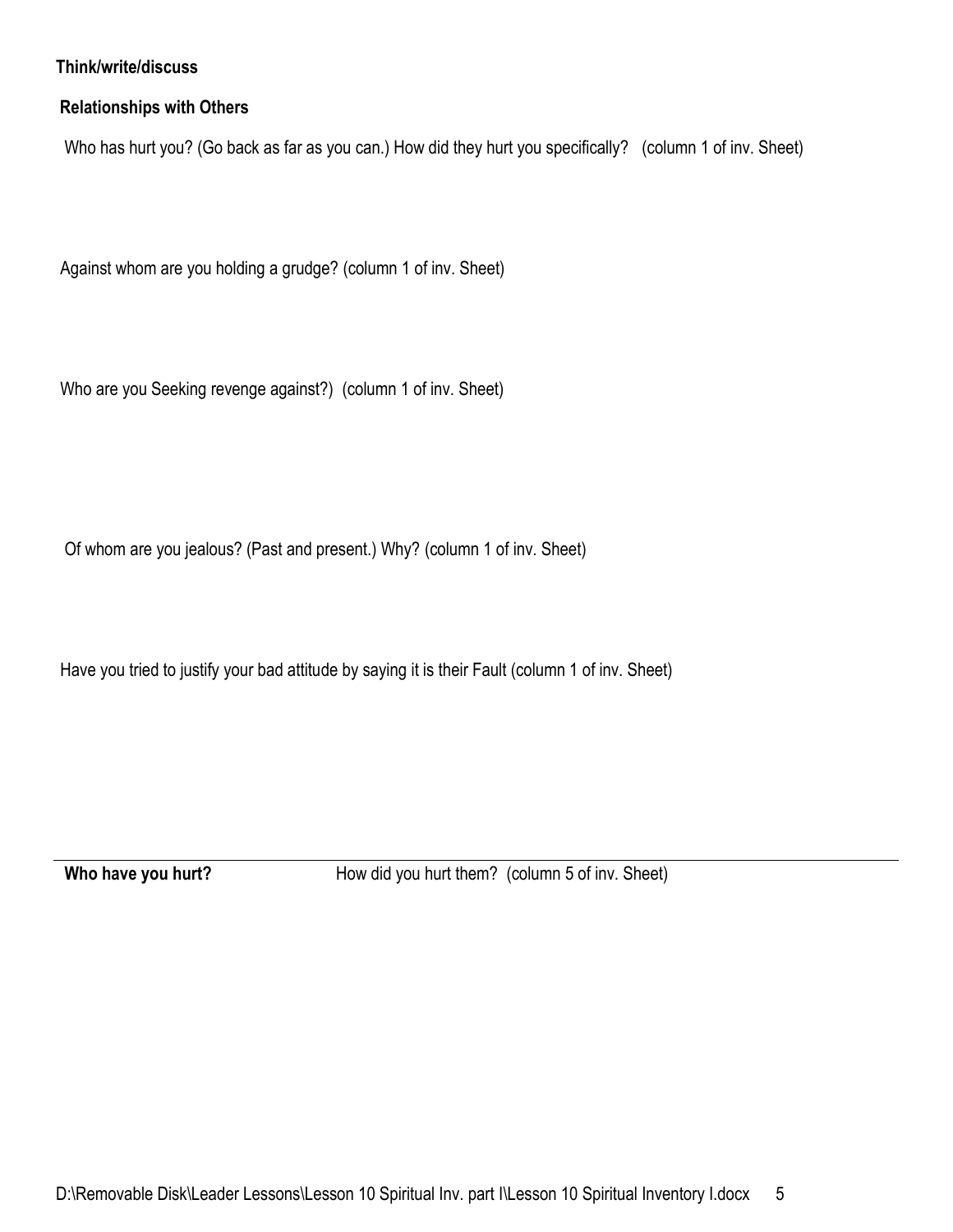**Think/write/discuss**

**Relationships with Others**

Who has hurt you? (Go back as far as you can.) How did they hurt you specifically? (column 1 of inv. Sheet)

Against whom are you holding a grudge? (column 1 of inv. Sheet)

Who are you Seeking revenge against?) (column 1 of inv. Sheet)

Of whom are you jealous? (Past and present.) Why? (column 1 of inv. Sheet)

Have you tried to justify your bad attitude by saying it is their Fault (column 1 of inv. Sheet)

---

**Who have you hurt?** How did you hurt them? (column 5 of inv. Sheet)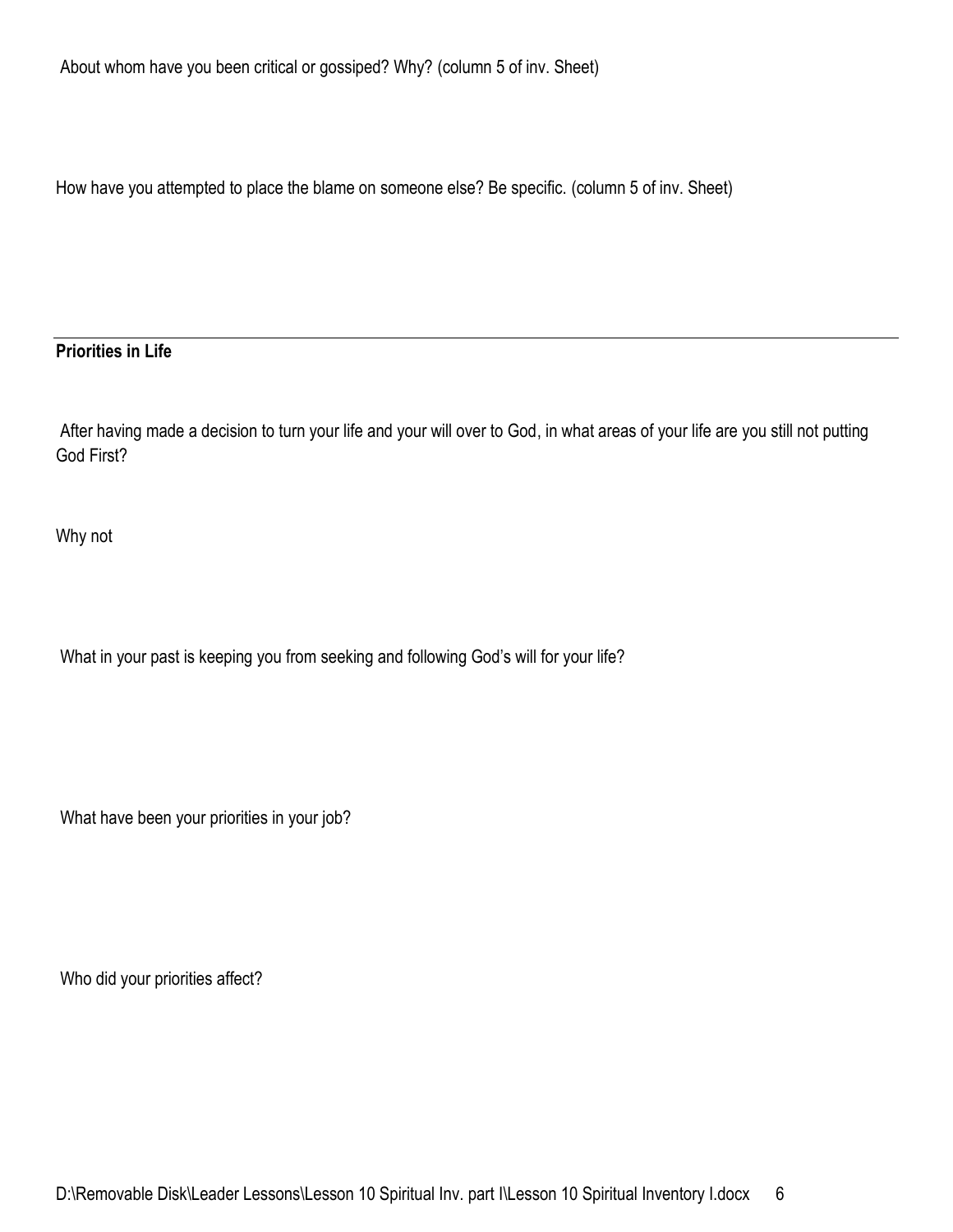About whom have you been critical or gossiped? Why? (column 5 of inv. Sheet)

How have you attempted to place the blame on someone else? Be specific. (column 5 of inv. Sheet)

---

**Priorities in Life**

After having made a decision to turn your life and your will over to God, in what areas of your life are you still not putting God First?

Why not

What in your past is keeping you from seeking and following God's will for your life?

What have been your priorities in your job?

Who did your priorities affect?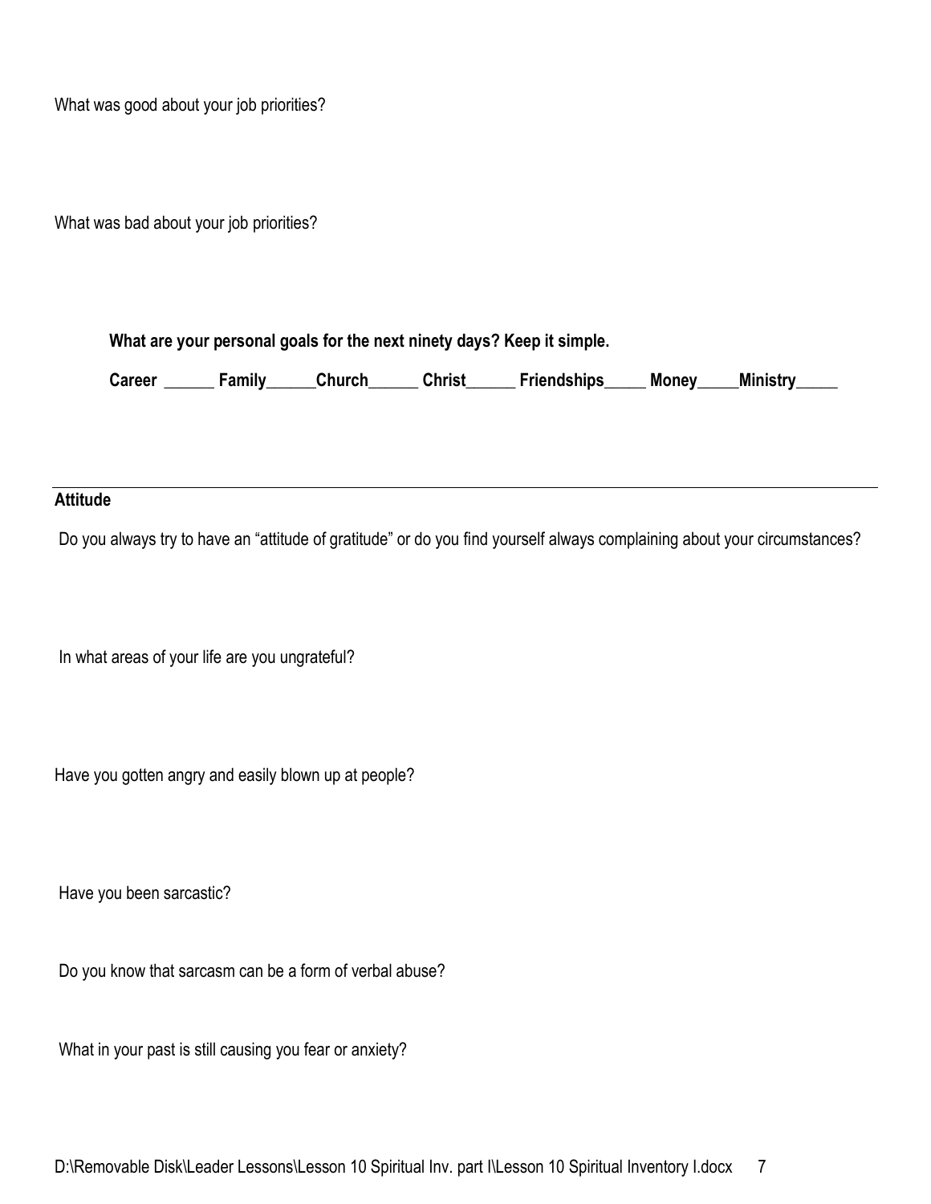What was good about your job priorities?

What was bad about your job priorities?

**What are your personal goals for the next ninety days? Keep it simple.**

**Career ______ Family______Church______ Christ______ Friendships_____ Money_____Ministry_____**

---

**Attitude**

Do you always try to have an "attitude of gratitude" or do you find yourself always complaining about your circumstances?

In what areas of your life are you ungrateful?

Have you gotten angry and easily blown up at people?

Have you been sarcastic?

Do you know that sarcasm can be a form of verbal abuse?

What in your past is still causing you fear or anxiety?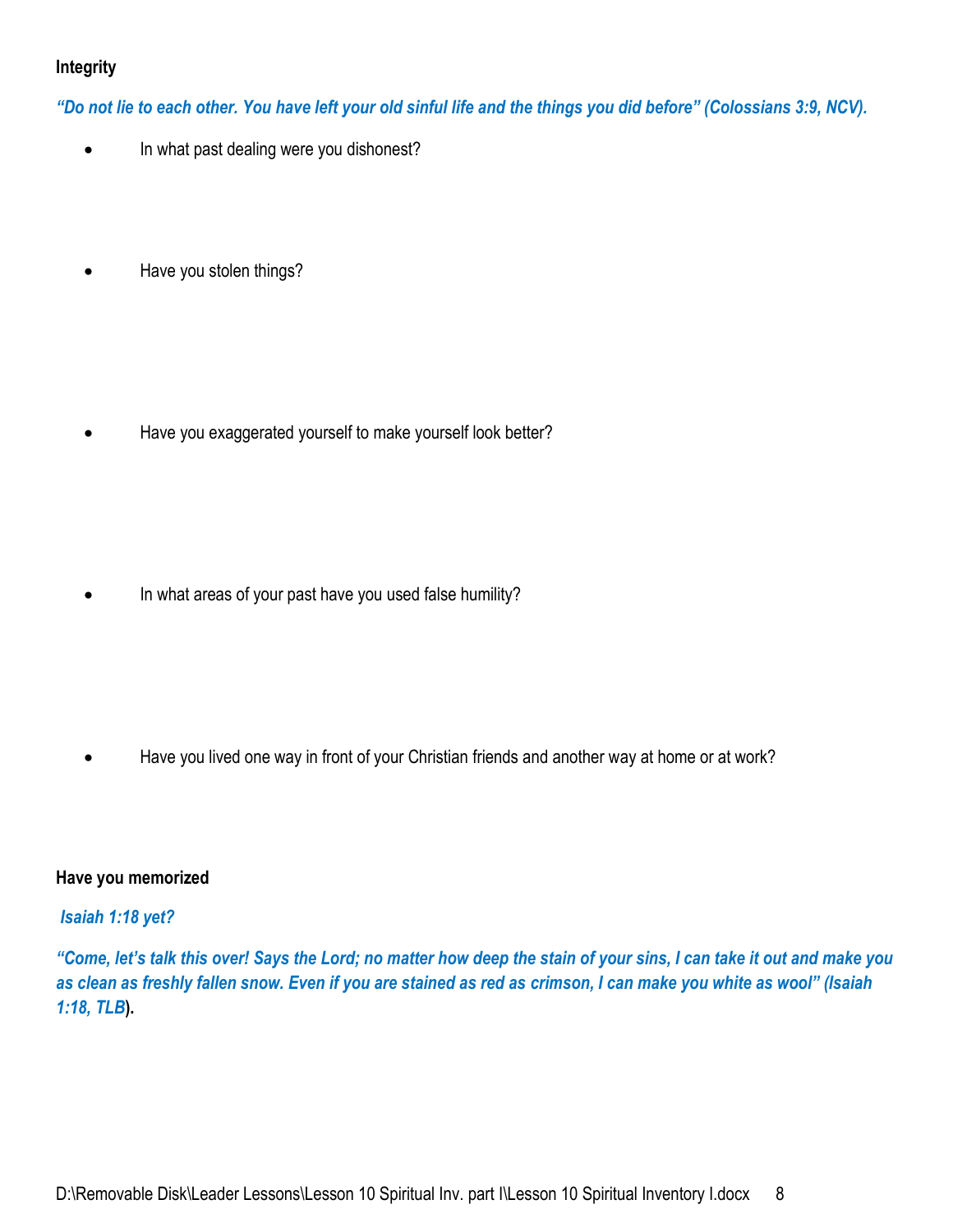**Integrity**

***"Do not lie to each other. You have left your old sinful life and the things you did before" (Colossians 3:9, NCV).***

- In what past dealing were you dishonest?

- Have you stolen things?

- Have you exaggerated yourself to make yourself look better?

- In what areas of your past have you used false humility?

- Have you lived one way in front of your Christian friends and another way at home or at work?

**Have you memorized**

***Isaiah 1:18 yet?***

***"Come, let's talk this over! Says the Lord; no matter how deep the stain of your sins, I can take it out and make you as clean as freshly fallen snow. Even if you are stained as red as crimson, I can make you white as wool" (Isaiah 1:18, TLB*****).**